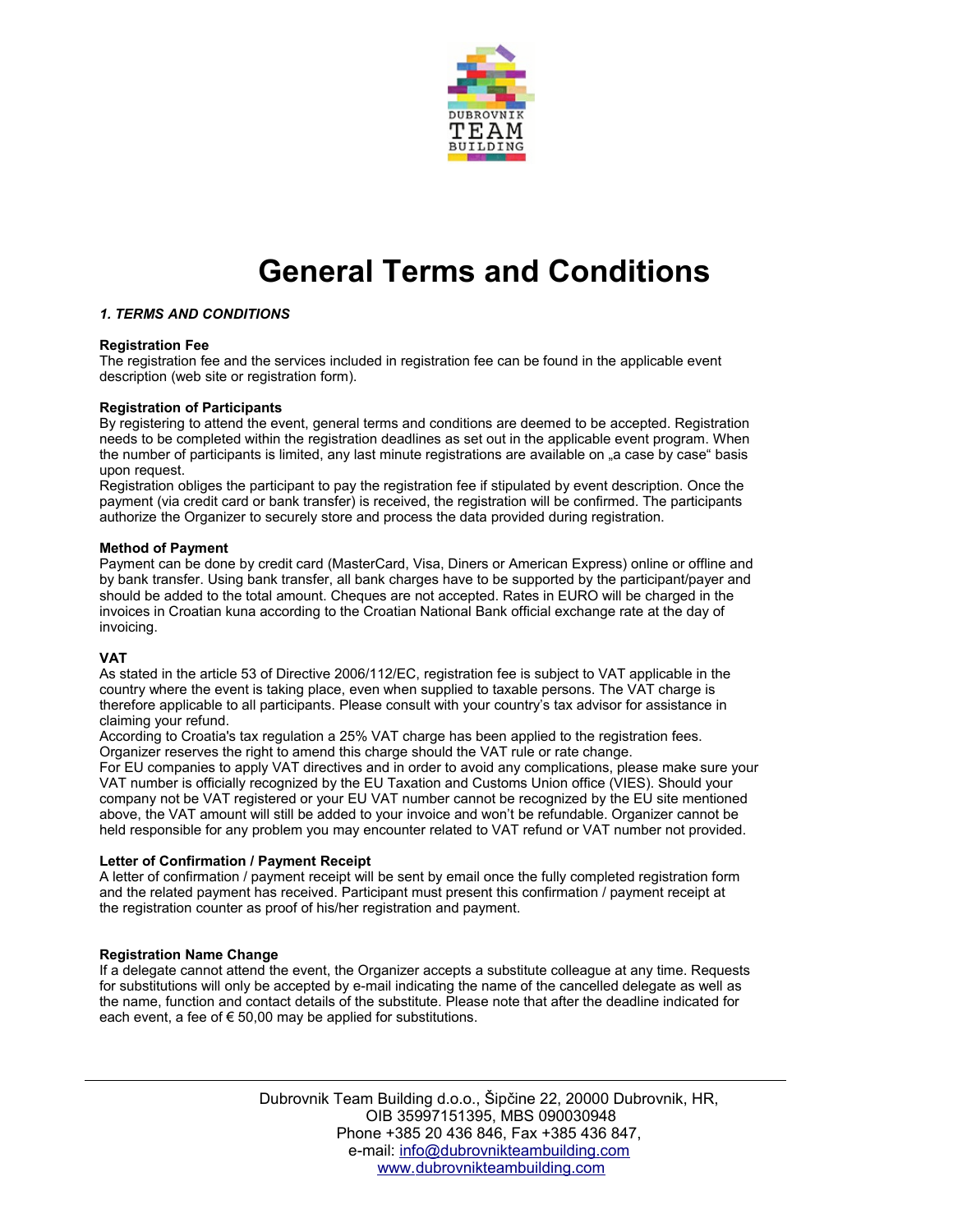# General Terms and Conditions

### *1. TERMS AND CONDITIONS*

**Registration Fee**

The registration fee and the services included in registration fee can be found in the applicable event description (web site or registration form).

**Registration of Participants**

By registering to attend the event, general terms and conditions are deemed to be accepted. Registration needs to be completed within the registration deadlines as set out in the applicable event program. When the number of participants is limited, any last minute registrations are available on „a case by case“ basis upon request.

Registration obliges the participant to pay the registration fee if stipulated by event description. Once the payment (via credit card or bank transfer) is received, the registration will be confirmed. The participants authorize the Organizer to securely store and process the data provided during registration.

**Method of Payment**

Payment can be done by credit card (MasterCard, Visa, Diners or American Express) online or offline and by bank transfer. Using bank transfer, all bank charges have to be supported by the participant/payer and should be added to the total amount. Cheques are not accepted. Rates in EURO will be charged in the invoices in Croatian kuna according to the Croatian National Bank official exchange rate at the day of invoicing.

**VAT**

As stated in the article 53 of Directive 2006/112/EC, registration fee is subject to VAT applicable in the country where the event is taking place, even when supplied to taxable persons. The VAT charge is therefore applicable to all participants. Please consult with your country's tax advisor for assistance in claiming your refund.

According to Croatia's tax regulation a 25% VAT charge has been applied to the registration fees. Organizer reserves the right to amend this charge should the VAT rule or rate change.

For EU companies to apply VAT directives and in order to avoid any complications, please make sure your VAT number is officially recognized by the EU Taxation and Customs Union office (VIES). Should your company not be VAT registered or your EU VAT number cannot be recognized by the EU site mentioned above, the VAT amount will still be added to your invoice and won't be refundable. Organizer cannot be held responsible for any problem you may encounter related to VAT refund or VAT number not provided.

**Letter of Confirmation / Payment Receipt**

A letter of confirmation / payment receipt will be sent by email once the fully completed registration form and the related payment has received. Participant must present this confirmation / payment receipt at the registration counter as proof of his/her registration and payment.

**Registration Name Change**

If a delegate cannot attend the event, the Organizer accepts a substitute colleague at any time. Requests for substitutions will only be accepted by e-mail indicating the name of the cancelled delegate as well as the name, function and contact details of the substitute. Please note that after the deadline indicated for each event, a fee of € 50,00 may be applied for substitutions.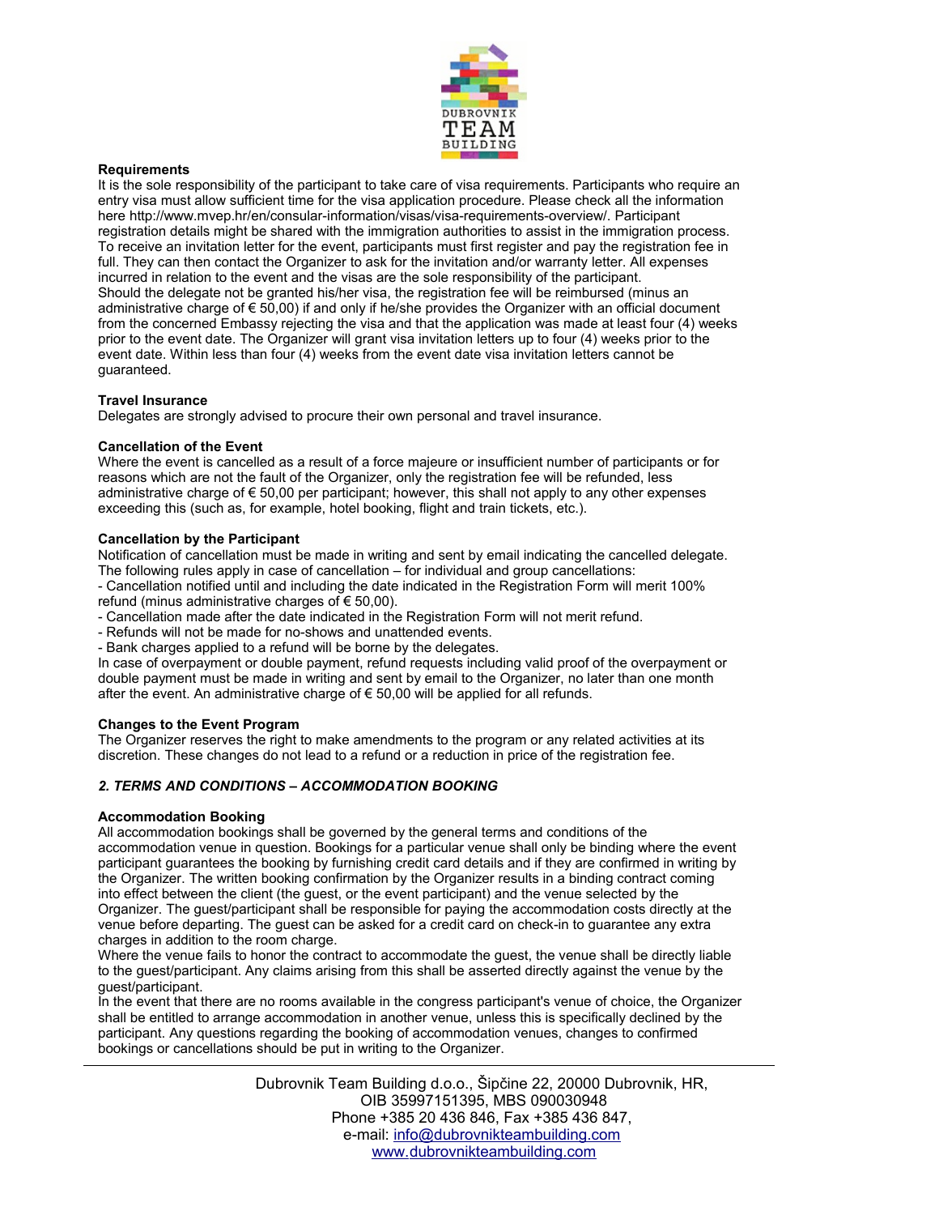**Requirements**

It is the sole responsibility of the participant to take care of visa requirements. Participants who require an entry visa must allow sufficient time for the visa application procedure. Please check all the information here http://www.mvep.hr/en/consular-information/visas/visa-requirements-overview/. Participant registration details might be shared with the immigration authorities to assist in the immigration process. To receive an invitation letter for the event, participants must first register and pay the registration fee in full. They can then contact the Organizer to ask for the invitation and/or warranty letter. All expenses incurred in relation to the event and the visas are the sole responsibility of the participant.
Should the delegate not be granted his/her visa, the registration fee will be reimbursed (minus an administrative charge of € 50,00) if and only if he/she provides the Organizer with an official document from the concerned Embassy rejecting the visa and that the application was made at least four (4) weeks prior to the event date. The Organizer will grant visa invitation letters up to four (4) weeks prior to the event date. Within less than four (4) weeks from the event date visa invitation letters cannot be guaranteed.

**Travel Insurance**

Delegates are strongly advised to procure their own personal and travel insurance.

**Cancellation of the Event**

Where the event is cancelled as a result of a force majeure or insufficient number of participants or for reasons which are not the fault of the Organizer, only the registration fee will be refunded, less administrative charge of € 50,00 per participant; however, this shall not apply to any other expenses exceeding this (such as, for example, hotel booking, flight and train tickets, etc.).

**Cancellation by the Participant**

Notification of cancellation must be made in writing and sent by email indicating the cancelled delegate. The following rules apply in case of cancellation – for individual and group cancellations:

- Cancellation notified until and including the date indicated in the Registration Form will merit 100% refund (minus administrative charges of € 50,00).
- Cancellation made after the date indicated in the Registration Form will not merit refund.
- Refunds will not be made for no-shows and unattended events.
- Bank charges applied to a refund will be borne by the delegates.

In case of overpayment or double payment, refund requests including valid proof of the overpayment or double payment must be made in writing and sent by email to the Organizer, no later than one month after the event. An administrative charge of € 50,00 will be applied for all refunds.

**Changes to the Event Program**

The Organizer reserves the right to make amendments to the program or any related activities at its discretion. These changes do not lead to a refund or a reduction in price of the registration fee.

## *2. TERMS AND CONDITIONS – ACCOMMODATION BOOKING*

**Accommodation Booking**

All accommodation bookings shall be governed by the general terms and conditions of the accommodation venue in question. Bookings for a particular venue shall only be binding where the event participant guarantees the booking by furnishing credit card details and if they are confirmed in writing by the Organizer. The written booking confirmation by the Organizer results in a binding contract coming into effect between the client (the guest, or the event participant) and the venue selected by the Organizer. The guest/participant shall be responsible for paying the accommodation costs directly at the venue before departing. The guest can be asked for a credit card on check-in to guarantee any extra charges in addition to the room charge.
Where the venue fails to honor the contract to accommodate the guest, the venue shall be directly liable to the guest/participant. Any claims arising from this shall be asserted directly against the venue by the guest/participant.
In the event that there are no rooms available in the congress participant's venue of choice, the Organizer shall be entitled to arrange accommodation in another venue, unless this is specifically declined by the participant. Any questions regarding the booking of accommodation venues, changes to confirmed bookings or cancellations should be put in writing to the Organizer.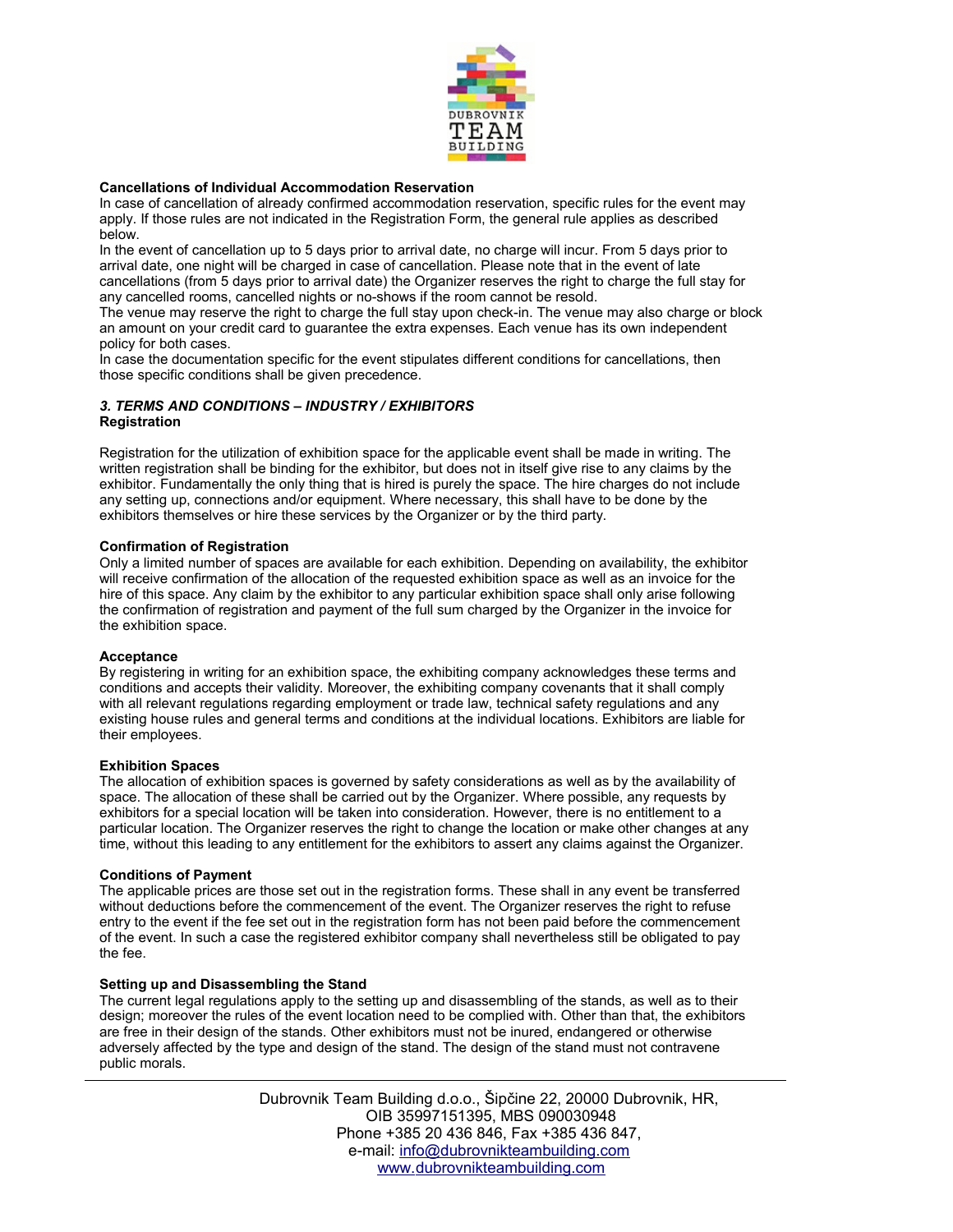**Cancellations of Individual Accommodation Reservation**

In case of cancellation of already confirmed accommodation reservation, specific rules for the event may apply. If those rules are not indicated in the Registration Form, the general rule applies as described below.

In the event of cancellation up to 5 days prior to arrival date, no charge will incur. From 5 days prior to arrival date, one night will be charged in case of cancellation. Please note that in the event of late cancellations (from 5 days prior to arrival date) the Organizer reserves the right to charge the full stay for any cancelled rooms, cancelled nights or no-shows if the room cannot be resold.

The venue may reserve the right to charge the full stay upon check-in. The venue may also charge or block an amount on your credit card to guarantee the extra expenses. Each venue has its own independent policy for both cases.

In case the documentation specific for the event stipulates different conditions for cancellations, then those specific conditions shall be given precedence.

## *3. TERMS AND CONDITIONS – INDUSTRY / EXHIBITORS*

**Registration**

Registration for the utilization of exhibition space for the applicable event shall be made in writing. The written registration shall be binding for the exhibitor, but does not in itself give rise to any claims by the exhibitor. Fundamentally the only thing that is hired is purely the space. The hire charges do not include any setting up, connections and/or equipment. Where necessary, this shall have to be done by the exhibitors themselves or hire these services by the Organizer or by the third party.

**Confirmation of Registration**

Only a limited number of spaces are available for each exhibition. Depending on availability, the exhibitor will receive confirmation of the allocation of the requested exhibition space as well as an invoice for the hire of this space. Any claim by the exhibitor to any particular exhibition space shall only arise following the confirmation of registration and payment of the full sum charged by the Organizer in the invoice for the exhibition space.

**Acceptance**

By registering in writing for an exhibition space, the exhibiting company acknowledges these terms and conditions and accepts their validity. Moreover, the exhibiting company covenants that it shall comply with all relevant regulations regarding employment or trade law, technical safety regulations and any existing house rules and general terms and conditions at the individual locations. Exhibitors are liable for their employees.

**Exhibition Spaces**

The allocation of exhibition spaces is governed by safety considerations as well as by the availability of space. The allocation of these shall be carried out by the Organizer. Where possible, any requests by exhibitors for a special location will be taken into consideration. However, there is no entitlement to a particular location. The Organizer reserves the right to change the location or make other changes at any time, without this leading to any entitlement for the exhibitors to assert any claims against the Organizer.

**Conditions of Payment**

The applicable prices are those set out in the registration forms. These shall in any event be transferred without deductions before the commencement of the event. The Organizer reserves the right to refuse entry to the event if the fee set out in the registration form has not been paid before the commencement of the event. In such a case the registered exhibitor company shall nevertheless still be obligated to pay the fee.

**Setting up and Disassembling the Stand**

The current legal regulations apply to the setting up and disassembling of the stands, as well as to their design; moreover the rules of the event location need to be complied with. Other than that, the exhibitors are free in their design of the stands. Other exhibitors must not be inured, endangered or otherwise adversely affected by the type and design of the stand. The design of the stand must not contravene public morals.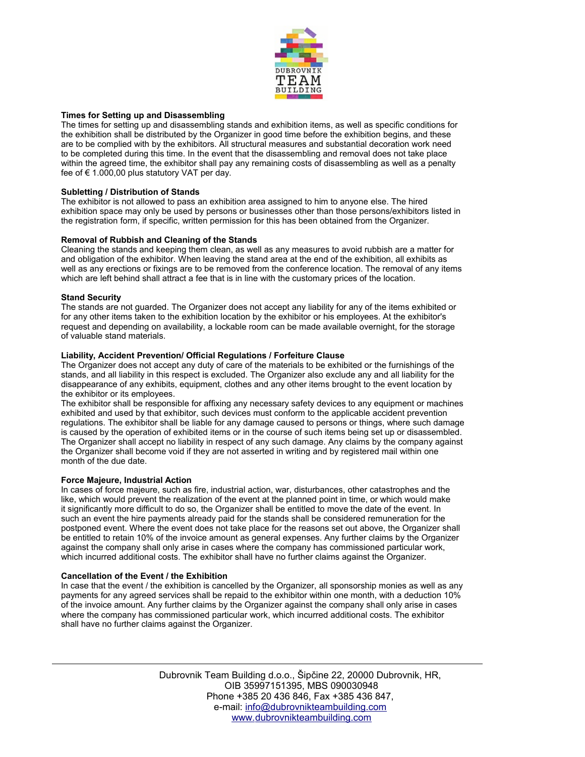### Times for Setting up and Disassembling

The times for setting up and disassembling stands and exhibition items, as well as specific conditions for the exhibition shall be distributed by the Organizer in good time before the exhibition begins, and these are to be complied with by the exhibitors. All structural measures and substantial decoration work need to be completed during this time. In the event that the disassembling and removal does not take place within the agreed time, the exhibitor shall pay any remaining costs of disassembling as well as a penalty fee of € 1.000,00 plus statutory VAT per day.

### Subletting / Distribution of Stands

The exhibitor is not allowed to pass an exhibition area assigned to him to anyone else. The hired exhibition space may only be used by persons or businesses other than those persons/exhibitors listed in the registration form, if specific, written permission for this has been obtained from the Organizer.

### Removal of Rubbish and Cleaning of the Stands

Cleaning the stands and keeping them clean, as well as any measures to avoid rubbish are a matter for and obligation of the exhibitor. When leaving the stand area at the end of the exhibition, all exhibits as well as any erections or fixings are to be removed from the conference location. The removal of any items which are left behind shall attract a fee that is in line with the customary prices of the location.

### Stand Security

The stands are not guarded. The Organizer does not accept any liability for any of the items exhibited or for any other items taken to the exhibition location by the exhibitor or his employees. At the exhibitor's request and depending on availability, a lockable room can be made available overnight, for the storage of valuable stand materials.

### Liability, Accident Prevention/ Official Regulations / Forfeiture Clause

The Organizer does not accept any duty of care of the materials to be exhibited or the furnishings of the stands, and all liability in this respect is excluded. The Organizer also exclude any and all liability for the disappearance of any exhibits, equipment, clothes and any other items brought to the event location by the exhibitor or its employees.

The exhibitor shall be responsible for affixing any necessary safety devices to any equipment or machines exhibited and used by that exhibitor, such devices must conform to the applicable accident prevention regulations. The exhibitor shall be liable for any damage caused to persons or things, where such damage is caused by the operation of exhibited items or in the course of such items being set up or disassembled. The Organizer shall accept no liability in respect of any such damage. Any claims by the company against the Organizer shall become void if they are not asserted in writing and by registered mail within one month of the due date.

### Force Majeure, Industrial Action

In cases of force majeure, such as fire, industrial action, war, disturbances, other catastrophes and the like, which would prevent the realization of the event at the planned point in time, or which would make it significantly more difficult to do so, the Organizer shall be entitled to move the date of the event. In such an event the hire payments already paid for the stands shall be considered remuneration for the postponed event. Where the event does not take place for the reasons set out above, the Organizer shall be entitled to retain 10% of the invoice amount as general expenses. Any further claims by the Organizer against the company shall only arise in cases where the company has commissioned particular work, which incurred additional costs. The exhibitor shall have no further claims against the Organizer.

### Cancellation of the Event / the Exhibition

In case that the event / the exhibition is cancelled by the Organizer, all sponsorship monies as well as any payments for any agreed services shall be repaid to the exhibitor within one month, with a deduction 10% of the invoice amount. Any further claims by the Organizer against the company shall only arise in cases where the company has commissioned particular work, which incurred additional costs. The exhibitor shall have no further claims against the Organizer.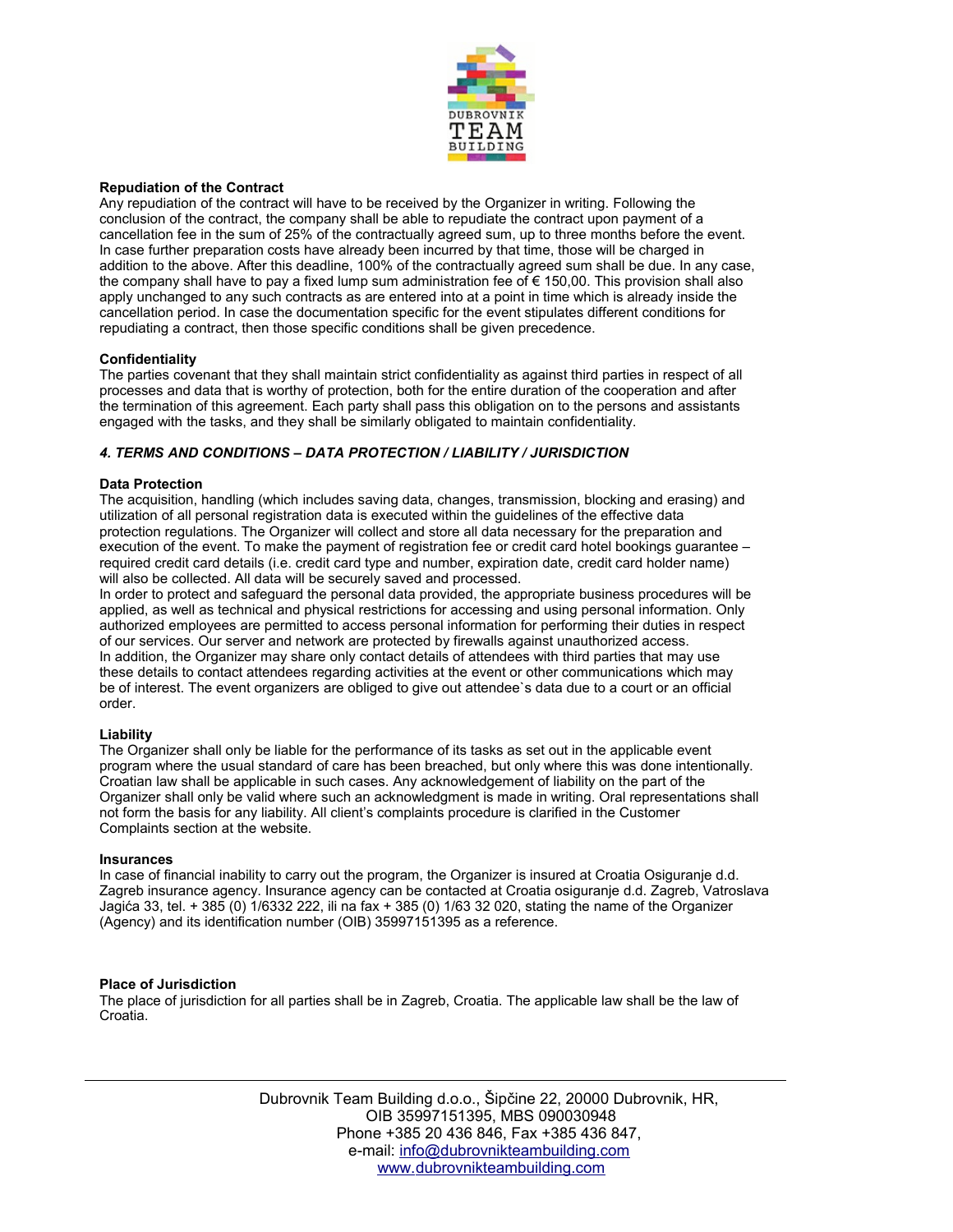**Repudiation of the Contract**

Any repudiation of the contract will have to be received by the Organizer in writing. Following the conclusion of the contract, the company shall be able to repudiate the contract upon payment of a cancellation fee in the sum of 25% of the contractually agreed sum, up to three months before the event. In case further preparation costs have already been incurred by that time, those will be charged in addition to the above. After this deadline, 100% of the contractually agreed sum shall be due. In any case, the company shall have to pay a fixed lump sum administration fee of € 150,00. This provision shall also apply unchanged to any such contracts as are entered into at a point in time which is already inside the cancellation period. In case the documentation specific for the event stipulates different conditions for repudiating a contract, then those specific conditions shall be given precedence.

**Confidentiality**

The parties covenant that they shall maintain strict confidentiality as against third parties in respect of all processes and data that is worthy of protection, both for the entire duration of the cooperation and after the termination of this agreement. Each party shall pass this obligation on to the persons and assistants engaged with the tasks, and they shall be similarly obligated to maintain confidentiality.

***4. TERMS AND CONDITIONS – DATA PROTECTION / LIABILITY / JURISDICTION***

**Data Protection**

The acquisition, handling (which includes saving data, changes, transmission, blocking and erasing) and utilization of all personal registration data is executed within the guidelines of the effective data protection regulations. The Organizer will collect and store all data necessary for the preparation and execution of the event. To make the payment of registration fee or credit card hotel bookings guarantee – required credit card details (i.e. credit card type and number, expiration date, credit card holder name) will also be collected. All data will be securely saved and processed.

In order to protect and safeguard the personal data provided, the appropriate business procedures will be applied, as well as technical and physical restrictions for accessing and using personal information. Only authorized employees are permitted to access personal information for performing their duties in respect of our services. Our server and network are protected by firewalls against unauthorized access.

In addition, the Organizer may share only contact details of attendees with third parties that may use these details to contact attendees regarding activities at the event or other communications which may be of interest. The event organizers are obliged to give out attendee`s data due to a court or an official order.

**Liability**

The Organizer shall only be liable for the performance of its tasks as set out in the applicable event program where the usual standard of care has been breached, but only where this was done intentionally. Croatian law shall be applicable in such cases. Any acknowledgement of liability on the part of the Organizer shall only be valid where such an acknowledgment is made in writing. Oral representations shall not form the basis for any liability. All client's complaints procedure is clarified in the Customer Complaints section at the website.

**Insurances**

In case of financial inability to carry out the program, the Organizer is insured at Croatia Osiguranje d.d. Zagreb insurance agency. Insurance agency can be contacted at Croatia osiguranje d.d. Zagreb, Vatroslava Jagića 33, tel. + 385 (0) 1/6332 222, ili na fax + 385 (0) 1/63 32 020, stating the name of the Organizer (Agency) and its identification number (OIB) 35997151395 as a reference.

**Place of Jurisdiction**

The place of jurisdiction for all parties shall be in Zagreb, Croatia. The applicable law shall be the law of Croatia.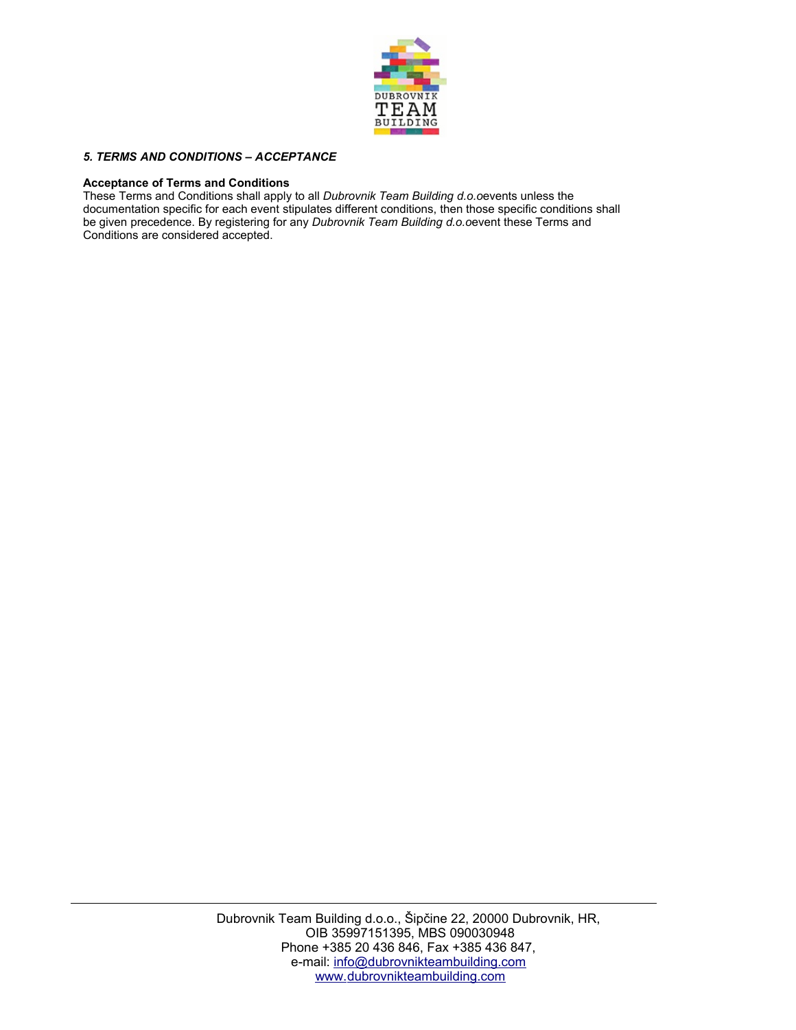### *5. TERMS AND CONDITIONS – ACCEPTANCE*

**Acceptance of Terms and Conditions**

These Terms and Conditions shall apply to all *Dubrovnik Team Building d.o.o.*events unless the documentation specific for each event stipulates different conditions, then those specific conditions shall be given precedence. By registering for any *Dubrovnik Team Building d.o.o*event these Terms and Conditions are considered accepted.